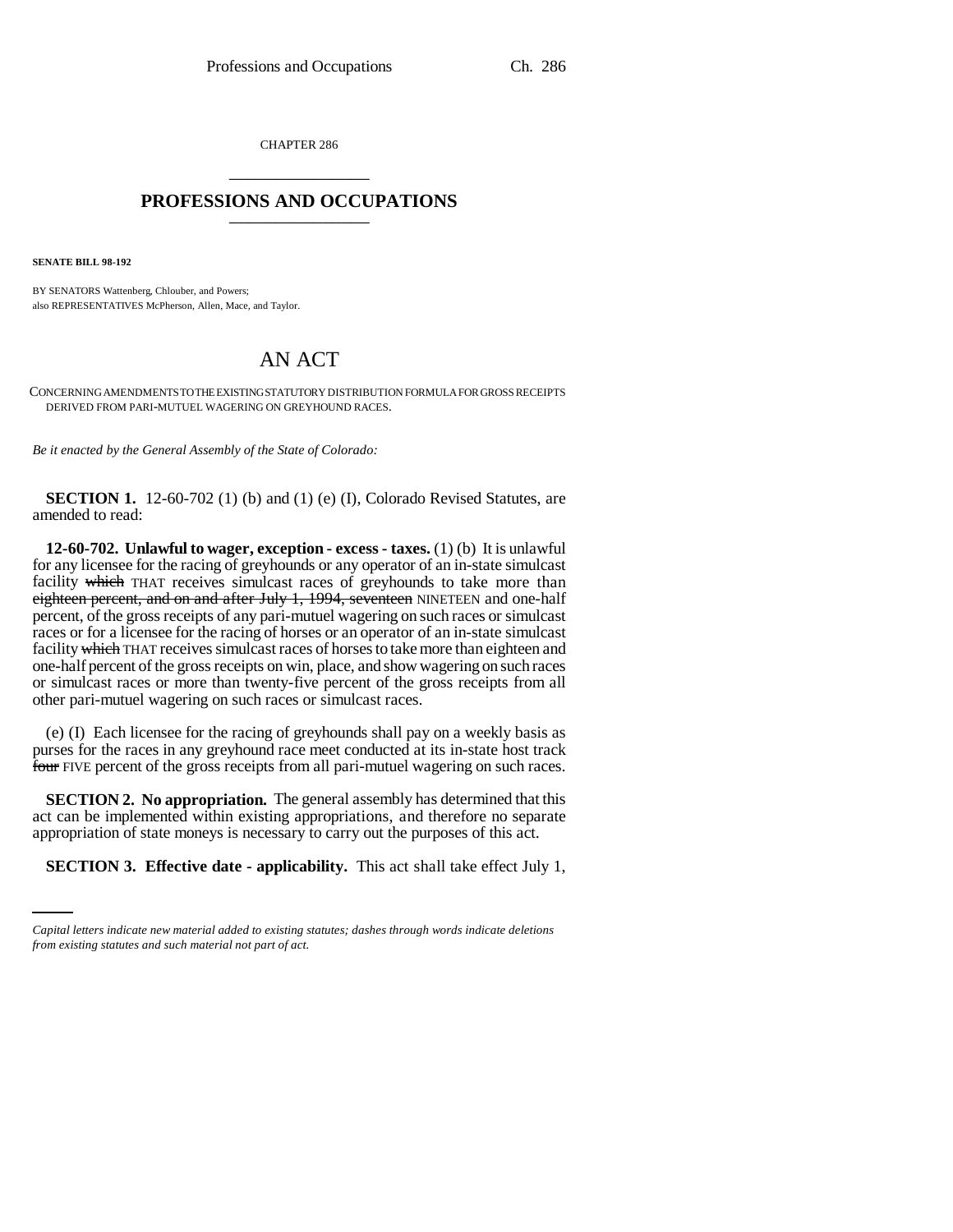CHAPTER 286

# PROFESSIONS AND OCCUPATIONS

**SENATE BILL 98-192**

BY SENATORS Wattenberg, Chlouber, and Powers;
also REPRESENTATIVES McPherson, Allen, Mace, and Taylor.

# AN ACT

CONCERNING AMENDMENTS TO THE EXISTING STATUTORY DISTRIBUTION FORMULA FOR GROSS RECEIPTS DERIVED FROM PARI-MUTUEL WAGERING ON GREYHOUND RACES.

*Be it enacted by the General Assembly of the State of Colorado:*

**SECTION 1.** 12-60-702 (1) (b) and (1) (e) (I), Colorado Revised Statutes, are amended to read:

**12-60-702. Unlawful to wager, exception - excess - taxes.** (1) (b) It is unlawful for any licensee for the racing of greyhounds or any operator of an in-state simulcast facility ~~which~~ THAT receives simulcast races of greyhounds to take more than ~~eighteen percent, and on and after July 1, 1994, seventeen~~ NINETEEN and one-half percent, of the gross receipts of any pari-mutuel wagering on such races or simulcast races or for a licensee for the racing of horses or an operator of an in-state simulcast facility ~~which~~ THAT receives simulcast races of horses to take more than eighteen and one-half percent of the gross receipts on win, place, and show wagering on such races or simulcast races or more than twenty-five percent of the gross receipts from all other pari-mutuel wagering on such races or simulcast races.

(e) (I) Each licensee for the racing of greyhounds shall pay on a weekly basis as purses for the races in any greyhound race meet conducted at its in-state host track ~~four~~ FIVE percent of the gross receipts from all pari-mutuel wagering on such races.

**SECTION 2. No appropriation.** The general assembly has determined that this act can be implemented within existing appropriations, and therefore no separate appropriation of state moneys is necessary to carry out the purposes of this act.

**SECTION 3. Effective date - applicability.** This act shall take effect July 1,

*Capital letters indicate new material added to existing statutes; dashes through words indicate deletions from existing statutes and such material not part of act.*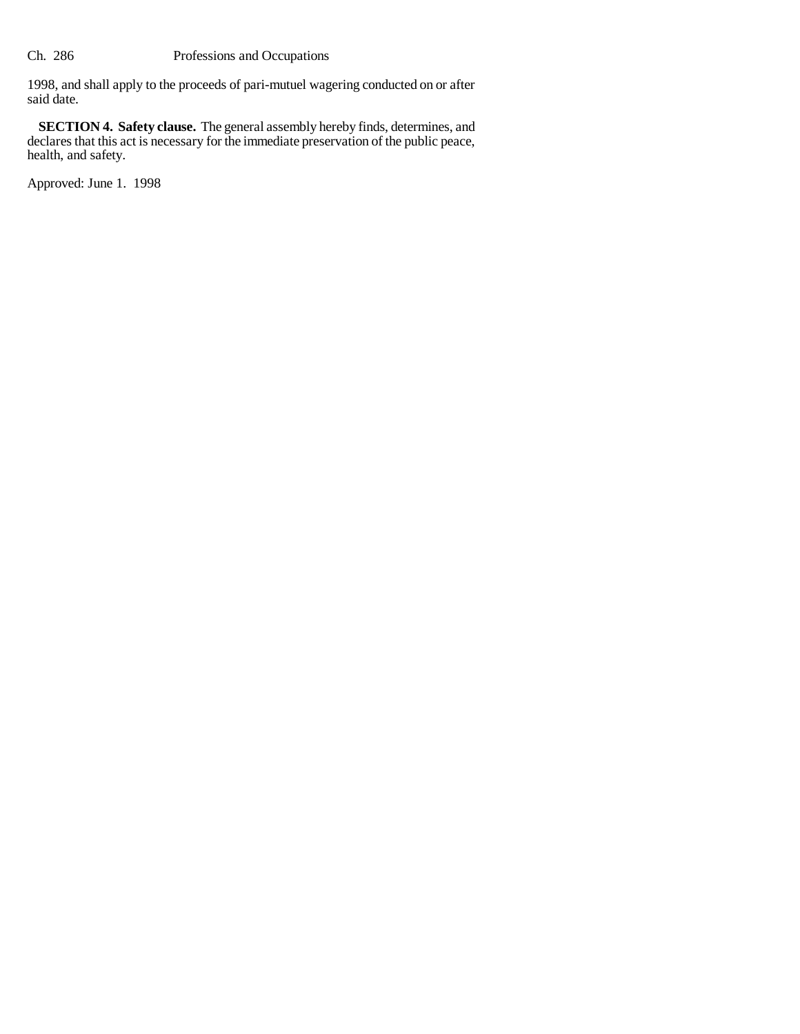1998, and shall apply to the proceeds of pari-mutuel wagering conducted on or after said date.

**SECTION 4. Safety clause.** The general assembly hereby finds, determines, and declares that this act is necessary for the immediate preservation of the public peace, health, and safety.

Approved: June 1. 1998